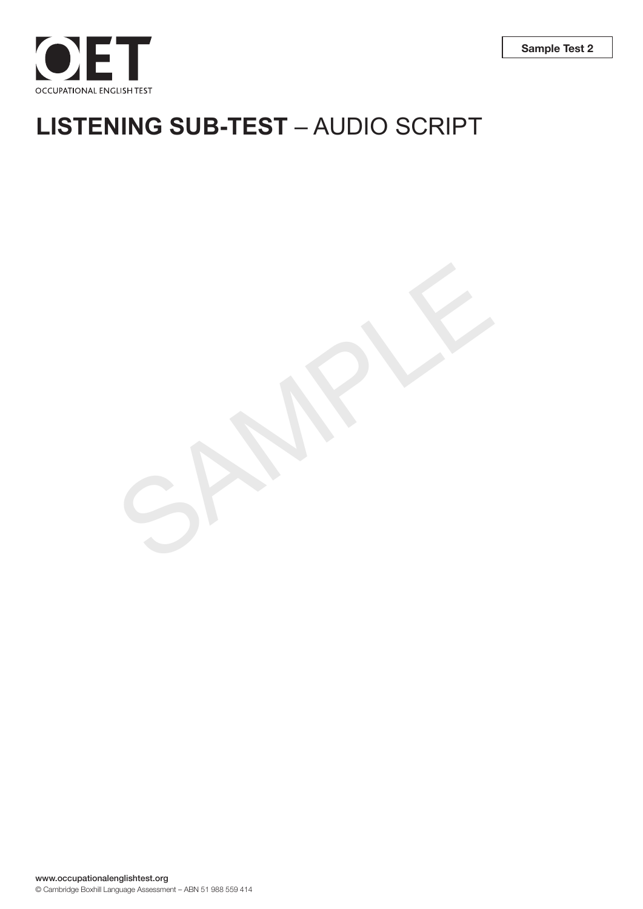Sample Test 2

OET

OCCUPATIONAL ENGLISH TEST

# **LISTENING SUB-TEST** – AUDIO SCRIPT

SAMPLE

www.occupationalenglishtest.org

© Cambridge Boxhill Language Assessment – ABN 51 988 559 414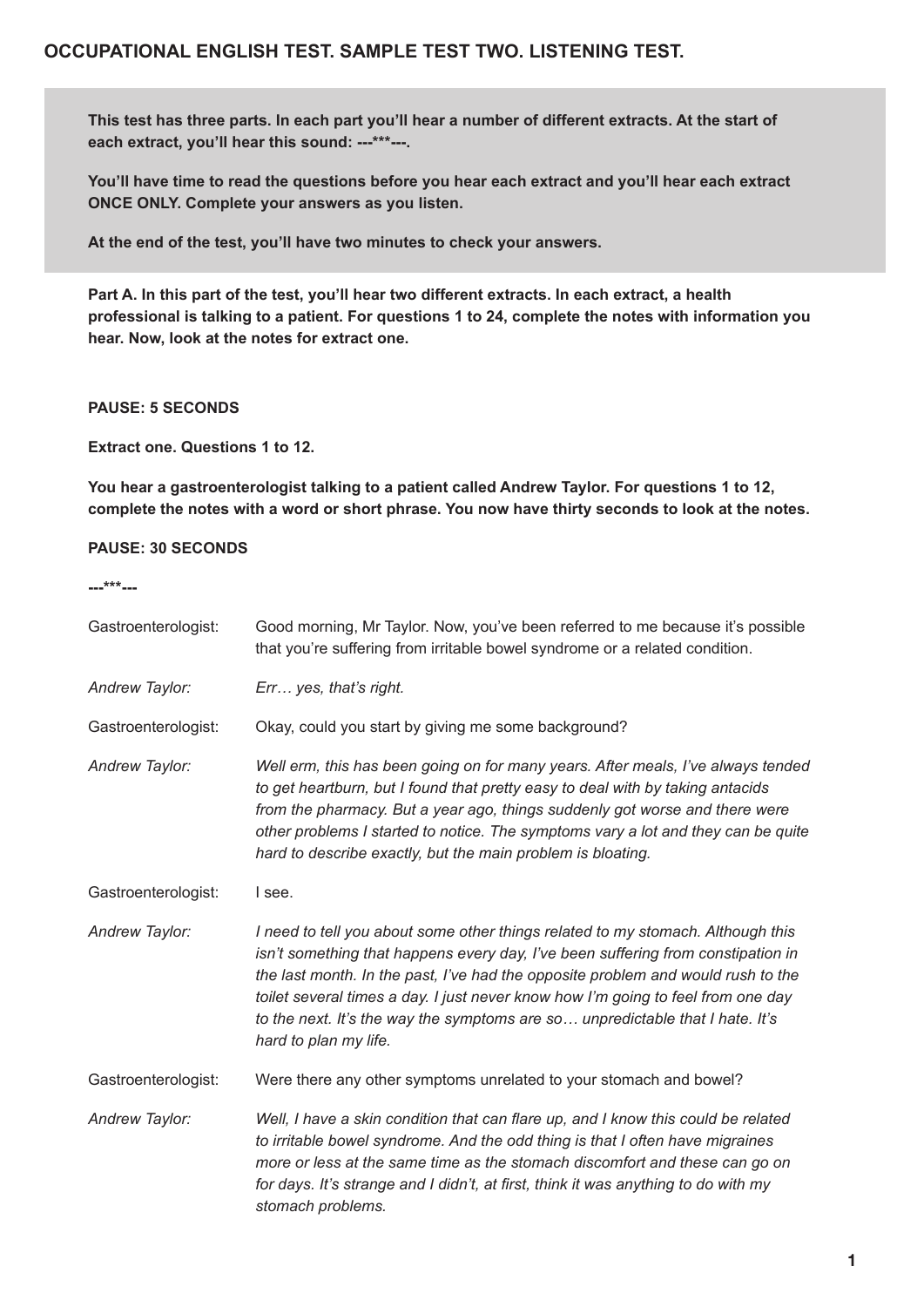## OCCUPATIONAL ENGLISH TEST. SAMPLE TEST TWO. LISTENING TEST.

**This test has three parts. In each part you'll hear a number of different extracts. At the start of each extract, you'll hear this sound: ---***---.**

**You'll have time to read the questions before you hear each extract and you'll hear each extract ONCE ONLY. Complete your answers as you listen.**

**At the end of the test, you'll have two minutes to check your answers.**

**Part A. In this part of the test, you'll hear two different extracts. In each extract, a health professional is talking to a patient. For questions 1 to 24, complete the notes with information you hear. Now, look at the notes for extract one.**

**PAUSE: 5 SECONDS**

**Extract one. Questions 1 to 12.**

**You hear a gastroenterologist talking to a patient called Andrew Taylor. For questions 1 to 12, complete the notes with a word or short phrase. You now have thirty seconds to look at the notes.**

**PAUSE: 30 SECONDS**

**---***---**

| | |
|---|---|
| Gastroenterologist: | Good morning, Mr Taylor. Now, you've been referred to me because it's possible that you're suffering from irritable bowel syndrome or a related condition. |
| *Andrew Taylor:* | *Err… yes, that's right.* |
| Gastroenterologist: | Okay, could you start by giving me some background? |
| *Andrew Taylor:* | *Well erm, this has been going on for many years. After meals, I've always tended to get heartburn, but I found that pretty easy to deal with by taking antacids from the pharmacy. But a year ago, things suddenly got worse and there were other problems I started to notice. The symptoms vary a lot and they can be quite hard to describe exactly, but the main problem is bloating.* |
| Gastroenterologist: | I see. |
| *Andrew Taylor:* | *I need to tell you about some other things related to my stomach. Although this isn't something that happens every day, I've been suffering from constipation in the last month. In the past, I've had the opposite problem and would rush to the toilet several times a day. I just never know how I'm going to feel from one day to the next. It's the way the symptoms are so… unpredictable that I hate. It's hard to plan my life.* |
| Gastroenterologist: | Were there any other symptoms unrelated to your stomach and bowel? |
| *Andrew Taylor:* | *Well, I have a skin condition that can flare up, and I know this could be related to irritable bowel syndrome. And the odd thing is that I often have migraines more or less at the same time as the stomach discomfort and these can go on for days. It's strange and I didn't, at first, think it was anything to do with my stomach problems.* |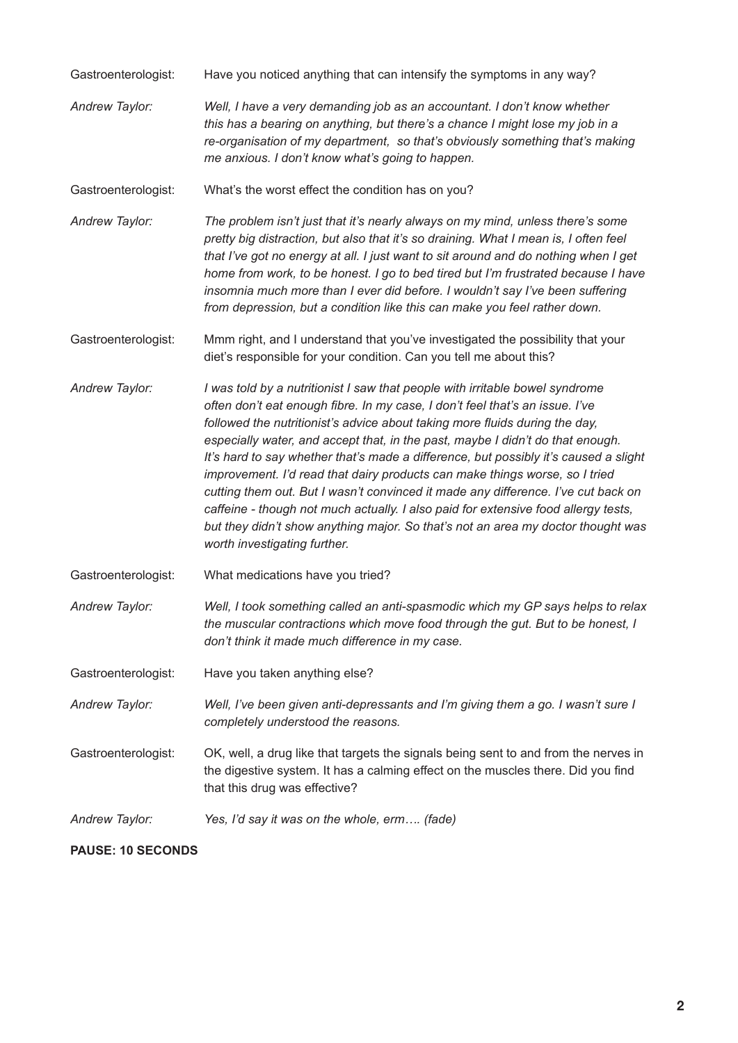Gastroenterologist: Have you noticed anything that can intensify the symptoms in any way?

*Andrew Taylor:* *Well, I have a very demanding job as an accountant. I don't know whether this has a bearing on anything, but there's a chance I might lose my job in a re-organisation of my department, so that's obviously something that's making me anxious. I don't know what's going to happen.*

Gastroenterologist: What's the worst effect the condition has on you?

*Andrew Taylor:* *The problem isn't just that it's nearly always on my mind, unless there's some pretty big distraction, but also that it's so draining. What I mean is, I often feel that I've got no energy at all. I just want to sit around and do nothing when I get home from work, to be honest. I go to bed tired but I'm frustrated because I have insomnia much more than I ever did before. I wouldn't say I've been suffering from depression, but a condition like this can make you feel rather down.*

Gastroenterologist: Mmm right, and I understand that you've investigated the possibility that your diet's responsible for your condition. Can you tell me about this?

*Andrew Taylor:* *I was told by a nutritionist I saw that people with irritable bowel syndrome often don't eat enough fibre. In my case, I don't feel that's an issue. I've followed the nutritionist's advice about taking more fluids during the day, especially water, and accept that, in the past, maybe I didn't do that enough. It's hard to say whether that's made a difference, but possibly it's caused a slight improvement. I'd read that dairy products can make things worse, so I tried cutting them out. But I wasn't convinced it made any difference. I've cut back on caffeine - though not much actually. I also paid for extensive food allergy tests, but they didn't show anything major. So that's not an area my doctor thought was worth investigating further.*

Gastroenterologist: What medications have you tried?

*Andrew Taylor:* *Well, I took something called an anti-spasmodic which my GP says helps to relax the muscular contractions which move food through the gut. But to be honest, I don't think it made much difference in my case.*

Gastroenterologist: Have you taken anything else?

*Andrew Taylor:* *Well, I've been given anti-depressants and I'm giving them a go. I wasn't sure I completely understood the reasons.*

Gastroenterologist: OK, well, a drug like that targets the signals being sent to and from the nerves in the digestive system. It has a calming effect on the muscles there. Did you find that this drug was effective?

*Andrew Taylor:* *Yes, I'd say it was on the whole, erm…. (fade)*

**PAUSE: 10 SECONDS**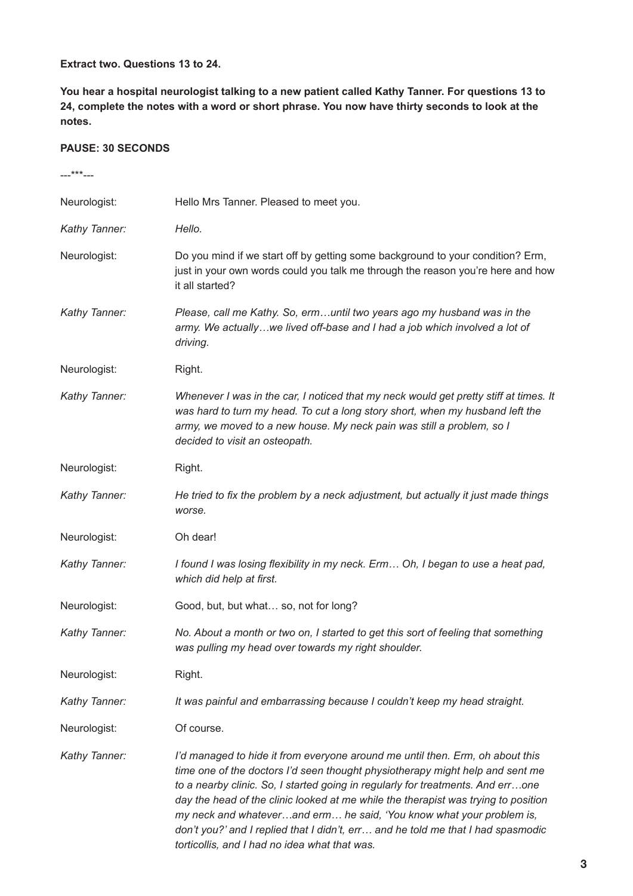**Extract two. Questions 13 to 24.**

**You hear a hospital neurologist talking to a new patient called Kathy Tanner. For questions 13 to 24, complete the notes with a word or short phrase. You now have thirty seconds to look at the notes.**

**PAUSE: 30 SECONDS**

---***---

| | |
|---|---|
| Neurologist: | Hello Mrs Tanner. Pleased to meet you. |
| *Kathy Tanner:* | *Hello.* |
| Neurologist: | Do you mind if we start off by getting some background to your condition? Erm, just in your own words could you talk me through the reason you're here and how it all started? |
| *Kathy Tanner:* | *Please, call me Kathy. So, erm…until two years ago my husband was in the army. We actually…we lived off-base and I had a job which involved a lot of driving.* |
| Neurologist: | Right. |
| *Kathy Tanner:* | *Whenever I was in the car, I noticed that my neck would get pretty stiff at times. It was hard to turn my head. To cut a long story short, when my husband left the army, we moved to a new house. My neck pain was still a problem, so I decided to visit an osteopath.* |
| Neurologist: | Right. |
| *Kathy Tanner:* | *He tried to fix the problem by a neck adjustment, but actually it just made things worse.* |
| Neurologist: | Oh dear! |
| *Kathy Tanner:* | *I found I was losing flexibility in my neck. Erm… Oh, I began to use a heat pad, which did help at first.* |
| Neurologist: | Good, but, but what… so, not for long? |
| *Kathy Tanner:* | *No. About a month or two on, I started to get this sort of feeling that something was pulling my head over towards my right shoulder.* |
| Neurologist: | Right. |
| *Kathy Tanner:* | *It was painful and embarrassing because I couldn't keep my head straight.* |
| Neurologist: | Of course. |
| *Kathy Tanner:* | *I'd managed to hide it from everyone around me until then. Erm, oh about this time one of the doctors I'd seen thought physiotherapy might help and sent me to a nearby clinic. So, I started going in regularly for treatments. And err…one day the head of the clinic looked at me while the therapist was trying to position my neck and whatever…and erm… he said, 'You know what your problem is, don't you?' and I replied that I didn't, err… and he told me that I had spasmodic torticollis, and I had no idea what that was.* |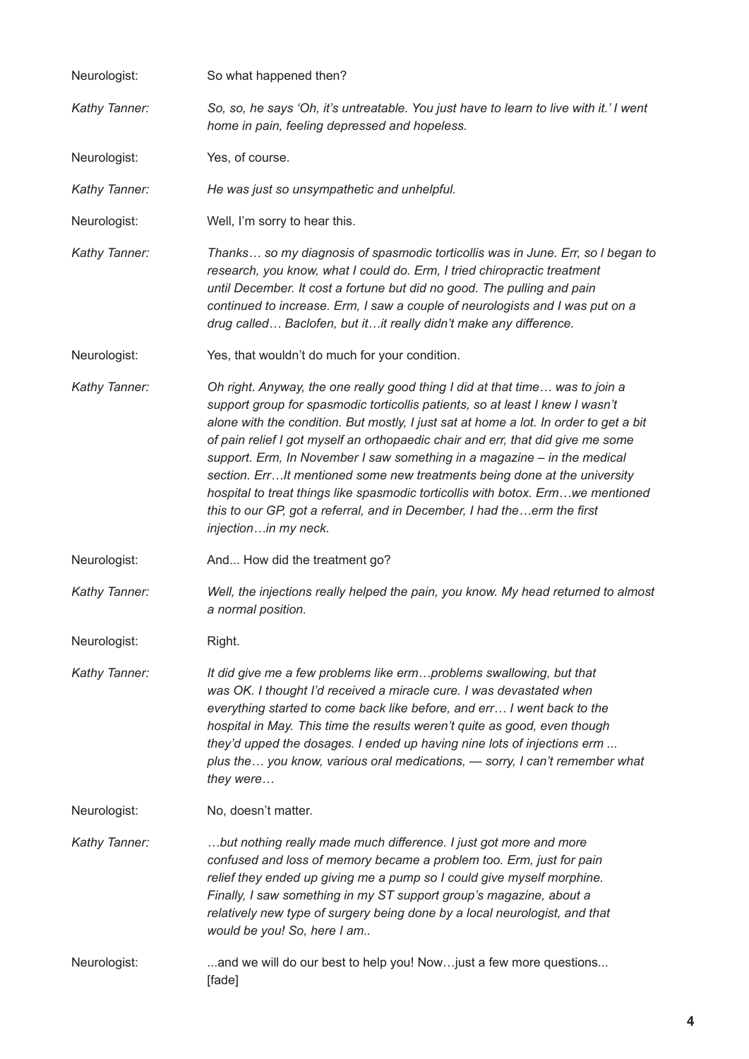Neurologist: So what happened then?

*Kathy Tanner: So, so, he says 'Oh, it's untreatable. You just have to learn to live with it.' I went home in pain, feeling depressed and hopeless.*

Neurologist: Yes, of course.

*Kathy Tanner: He was just so unsympathetic and unhelpful.*

Neurologist: Well, I'm sorry to hear this.

*Kathy Tanner: Thanks… so my diagnosis of spasmodic torticollis was in June. Err, so I began to research, you know, what I could do. Erm, I tried chiropractic treatment until December. It cost a fortune but did no good. The pulling and pain continued to increase. Erm, I saw a couple of neurologists and I was put on a drug called… Baclofen, but it…it really didn't make any difference.*

Neurologist: Yes, that wouldn't do much for your condition.

*Kathy Tanner: Oh right. Anyway, the one really good thing I did at that time… was to join a support group for spasmodic torticollis patients, so at least I knew I wasn't alone with the condition. But mostly, I just sat at home a lot. In order to get a bit of pain relief I got myself an orthopaedic chair and err, that did give me some support. Erm, In November I saw something in a magazine – in the medical section. Err…It mentioned some new treatments being done at the university hospital to treat things like spasmodic torticollis with botox. Erm…we mentioned this to our GP, got a referral, and in December, I had the…erm the first injection…in my neck.*

Neurologist: And... How did the treatment go?

*Kathy Tanner: Well, the injections really helped the pain, you know. My head returned to almost a normal position.*

Neurologist: Right.

*Kathy Tanner: It did give me a few problems like erm…problems swallowing, but that was OK. I thought I'd received a miracle cure. I was devastated when everything started to come back like before, and err… I went back to the hospital in May. This time the results weren't quite as good, even though they'd upped the dosages. I ended up having nine lots of injections erm ... plus the… you know, various oral medications, — sorry, I can't remember what they were…*

Neurologist: No, doesn't matter.

*Kathy Tanner: …but nothing really made much difference. I just got more and more confused and loss of memory became a problem too. Erm, just for pain relief they ended up giving me a pump so I could give myself morphine. Finally, I saw something in my ST support group's magazine, about a relatively new type of surgery being done by a local neurologist, and that would be you! So, here I am..*

Neurologist: ...and we will do our best to help you! Now…just a few more questions... [fade]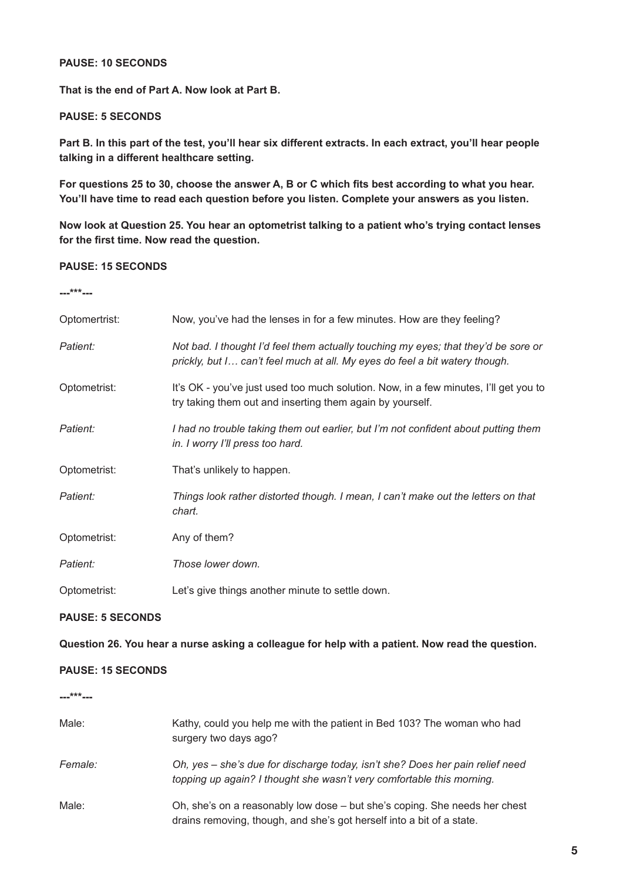**PAUSE: 10 SECONDS**

**That is the end of Part A. Now look at Part B.**

**PAUSE: 5 SECONDS**

**Part B. In this part of the test, you'll hear six different extracts. In each extract, you'll hear people talking in a different healthcare setting.**

**For questions 25 to 30, choose the answer A, B or C which fits best according to what you hear. You'll have time to read each question before you listen. Complete your answers as you listen.**

**Now look at Question 25. You hear an optometrist talking to a patient who's trying contact lenses for the first time. Now read the question.**

**PAUSE: 15 SECONDS**

**---***---**

| | |
|---|---|
| Optomertrist: | Now, you've had the lenses in for a few minutes. How are they feeling? |
| *Patient:* | *Not bad. I thought I'd feel them actually touching my eyes; that they'd be sore or prickly, but I… can't feel much at all. My eyes do feel a bit watery though.* |
| Optometrist: | It's OK - you've just used too much solution. Now, in a few minutes, I'll get you to try taking them out and inserting them again by yourself. |
| *Patient:* | *I had no trouble taking them out earlier, but I'm not confident about putting them in. I worry I'll press too hard.* |
| Optometrist: | That's unlikely to happen. |
| *Patient:* | *Things look rather distorted though. I mean, I can't make out the letters on that chart.* |
| Optometrist: | Any of them? |
| *Patient:* | *Those lower down.* |
| Optometrist: | Let's give things another minute to settle down. |

**PAUSE: 5 SECONDS**

**Question 26. You hear a nurse asking a colleague for help with a patient. Now read the question.**

**PAUSE: 15 SECONDS**

**---***---**

| | |
|---|---|
| Male: | Kathy, could you help me with the patient in Bed 103? The woman who had surgery two days ago? |
| *Female:* | *Oh, yes – she's due for discharge today, isn't she? Does her pain relief need topping up again? I thought she wasn't very comfortable this morning.* |
| Male: | Oh, she's on a reasonably low dose – but she's coping. She needs her chest drains removing, though, and she's got herself into a bit of a state. |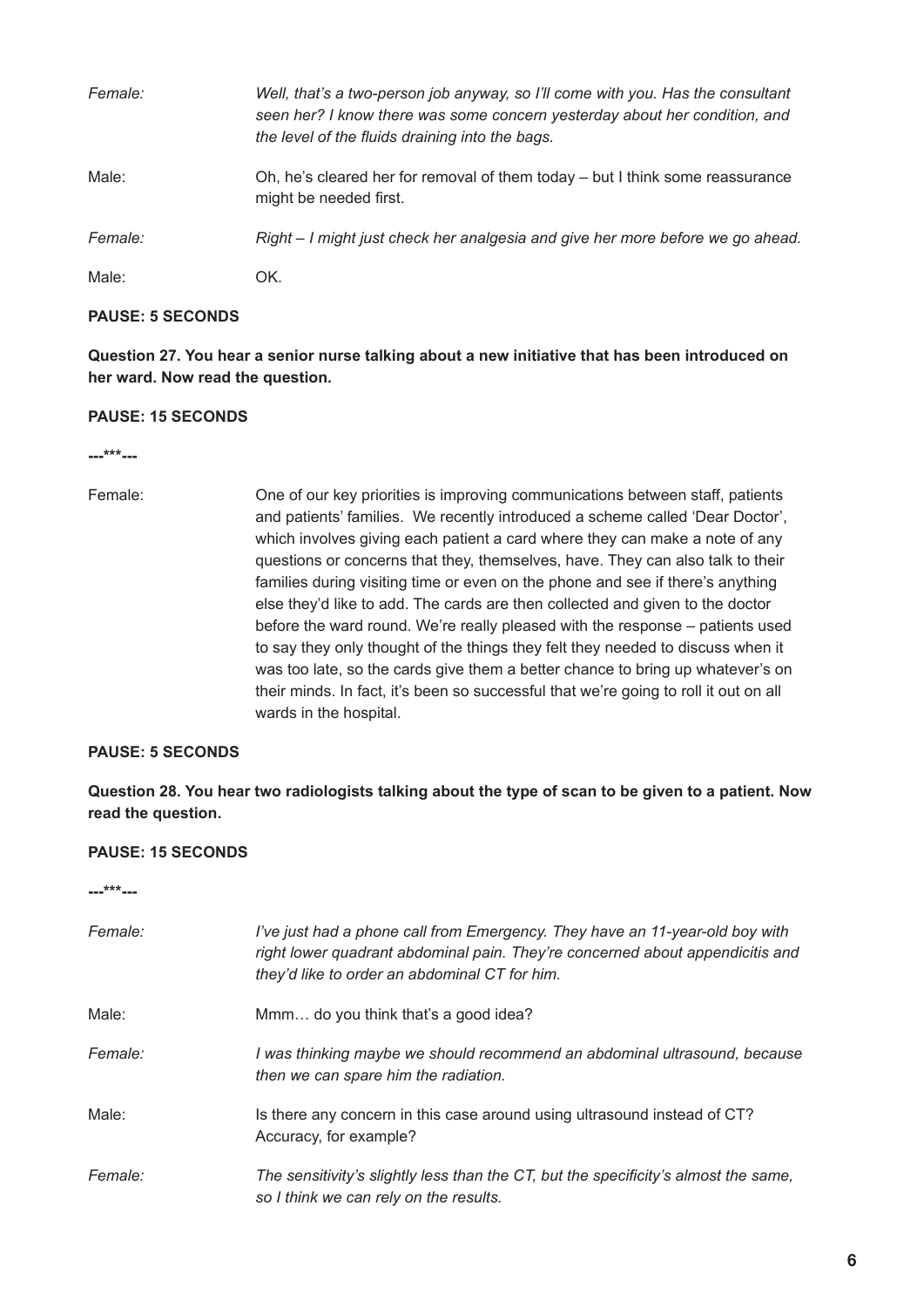*Female:* *Well, that's a two-person job anyway, so I'll come with you. Has the consultant seen her? I know there was some concern yesterday about her condition, and the level of the fluids draining into the bags.*

Male: Oh, he's cleared her for removal of them today – but I think some reassurance might be needed first.

*Female:* *Right – I might just check her analgesia and give her more before we go ahead.*

Male: OK.

**PAUSE: 5 SECONDS**

**Question 27. You hear a senior nurse talking about a new initiative that has been introduced on her ward. Now read the question.**

**PAUSE: 15 SECONDS**

**---***---**

Female: One of our key priorities is improving communications between staff, patients and patients' families. We recently introduced a scheme called 'Dear Doctor', which involves giving each patient a card where they can make a note of any questions or concerns that they, themselves, have. They can also talk to their families during visiting time or even on the phone and see if there's anything else they'd like to add. The cards are then collected and given to the doctor before the ward round. We're really pleased with the response – patients used to say they only thought of the things they felt they needed to discuss when it was too late, so the cards give them a better chance to bring up whatever's on their minds. In fact, it's been so successful that we're going to roll it out on all wards in the hospital.

**PAUSE: 5 SECONDS**

**Question 28. You hear two radiologists talking about the type of scan to be given to a patient. Now read the question.**

**PAUSE: 15 SECONDS**

**---***---**

*Female:* *I've just had a phone call from Emergency. They have an 11-year-old boy with right lower quadrant abdominal pain. They're concerned about appendicitis and they'd like to order an abdominal CT for him.*

Male: Mmm… do you think that's a good idea?

*Female:* *I was thinking maybe we should recommend an abdominal ultrasound, because then we can spare him the radiation.*

Male: Is there any concern in this case around using ultrasound instead of CT? Accuracy, for example?

*Female:* *The sensitivity's slightly less than the CT, but the specificity's almost the same, so I think we can rely on the results.*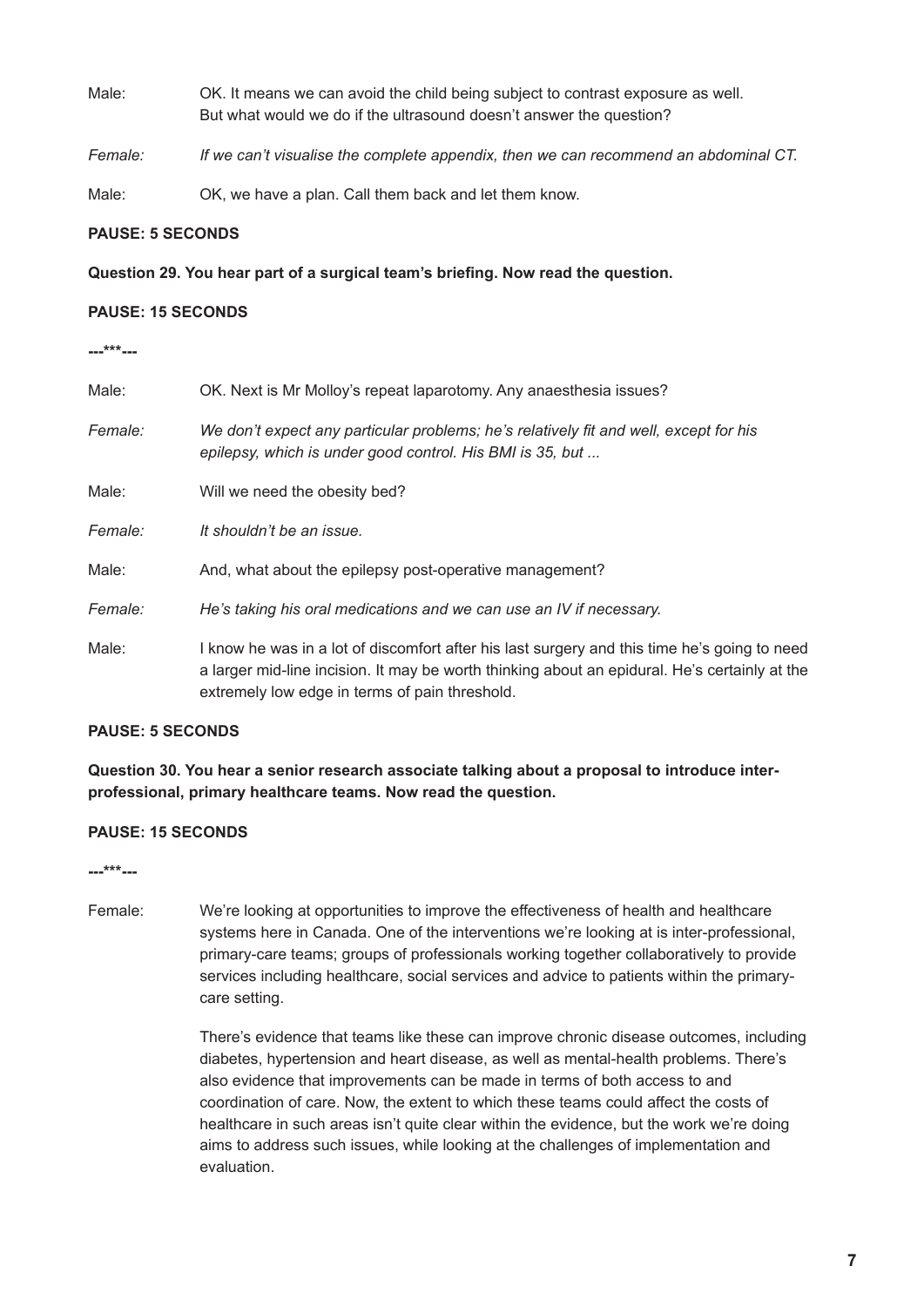Male: OK. It means we can avoid the child being subject to contrast exposure as well. But what would we do if the ultrasound doesn't answer the question?

*Female: If we can't visualise the complete appendix, then we can recommend an abdominal CT.*

Male: OK, we have a plan. Call them back and let them know.

**PAUSE: 5 SECONDS**

**Question 29. You hear part of a surgical team's briefing. Now read the question.**

**PAUSE: 15 SECONDS**

---***---

Male: OK. Next is Mr Molloy's repeat laparotomy. Any anaesthesia issues?

*Female: We don't expect any particular problems; he's relatively fit and well, except for his epilepsy, which is under good control. His BMI is 35, but ...*

Male: Will we need the obesity bed?

*Female: It shouldn't be an issue.*

Male: And, what about the epilepsy post-operative management?

*Female: He's taking his oral medications and we can use an IV if necessary.*

Male: I know he was in a lot of discomfort after his last surgery and this time he's going to need a larger mid-line incision. It may be worth thinking about an epidural. He's certainly at the extremely low edge in terms of pain threshold.

**PAUSE: 5 SECONDS**

**Question 30. You hear a senior research associate talking about a proposal to introduce inter-professional, primary healthcare teams. Now read the question.**

**PAUSE: 15 SECONDS**

---***---

Female: We're looking at opportunities to improve the effectiveness of health and healthcare systems here in Canada. One of the interventions we're looking at is inter-professional, primary-care teams; groups of professionals working together collaboratively to provide services including healthcare, social services and advice to patients within the primary-care setting.

There's evidence that teams like these can improve chronic disease outcomes, including diabetes, hypertension and heart disease, as well as mental-health problems. There's also evidence that improvements can be made in terms of both access to and coordination of care. Now, the extent to which these teams could affect the costs of healthcare in such areas isn't quite clear within the evidence, but the work we're doing aims to address such issues, while looking at the challenges of implementation and evaluation.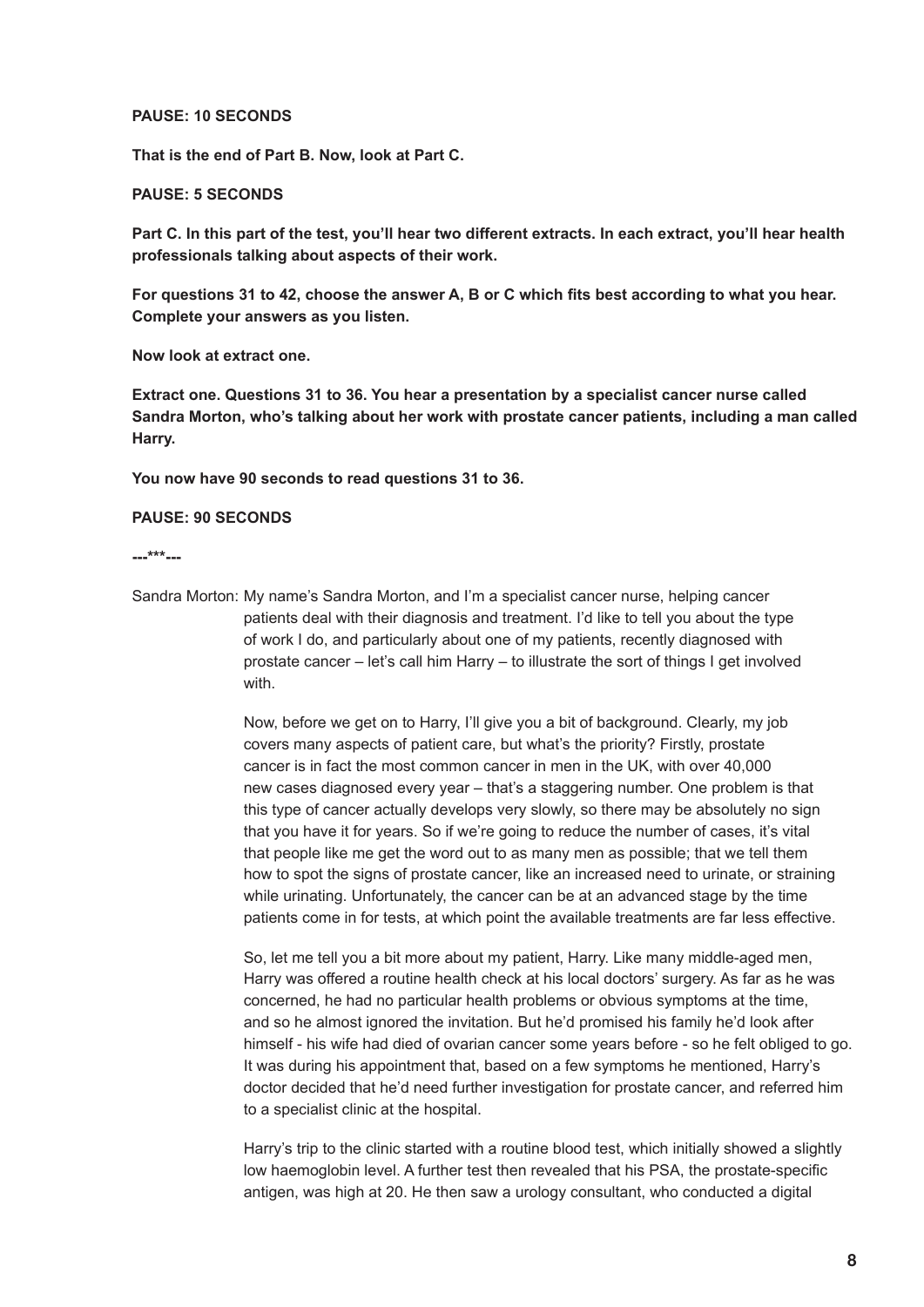**PAUSE: 10 SECONDS**

**That is the end of Part B. Now, look at Part C.**

**PAUSE: 5 SECONDS**

**Part C. In this part of the test, you'll hear two different extracts. In each extract, you'll hear health professionals talking about aspects of their work.**

**For questions 31 to 42, choose the answer A, B or C which fits best according to what you hear. Complete your answers as you listen.**

**Now look at extract one.**

**Extract one. Questions 31 to 36. You hear a presentation by a specialist cancer nurse called Sandra Morton, who's talking about her work with prostate cancer patients, including a man called Harry.**

**You now have 90 seconds to read questions 31 to 36.**

**PAUSE: 90 SECONDS**

**---***---**

Sandra Morton: My name's Sandra Morton, and I'm a specialist cancer nurse, helping cancer patients deal with their diagnosis and treatment. I'd like to tell you about the type of work I do, and particularly about one of my patients, recently diagnosed with prostate cancer – let's call him Harry – to illustrate the sort of things I get involved with.

Now, before we get on to Harry, I'll give you a bit of background. Clearly, my job covers many aspects of patient care, but what's the priority? Firstly, prostate cancer is in fact the most common cancer in men in the UK, with over 40,000 new cases diagnosed every year – that's a staggering number. One problem is that this type of cancer actually develops very slowly, so there may be absolutely no sign that you have it for years. So if we're going to reduce the number of cases, it's vital that people like me get the word out to as many men as possible; that we tell them how to spot the signs of prostate cancer, like an increased need to urinate, or straining while urinating. Unfortunately, the cancer can be at an advanced stage by the time patients come in for tests, at which point the available treatments are far less effective.

So, let me tell you a bit more about my patient, Harry. Like many middle-aged men, Harry was offered a routine health check at his local doctors' surgery. As far as he was concerned, he had no particular health problems or obvious symptoms at the time, and so he almost ignored the invitation. But he'd promised his family he'd look after himself - his wife had died of ovarian cancer some years before - so he felt obliged to go. It was during his appointment that, based on a few symptoms he mentioned, Harry's doctor decided that he'd need further investigation for prostate cancer, and referred him to a specialist clinic at the hospital.

Harry's trip to the clinic started with a routine blood test, which initially showed a slightly low haemoglobin level. A further test then revealed that his PSA, the prostate-specific antigen, was high at 20. He then saw a urology consultant, who conducted a digital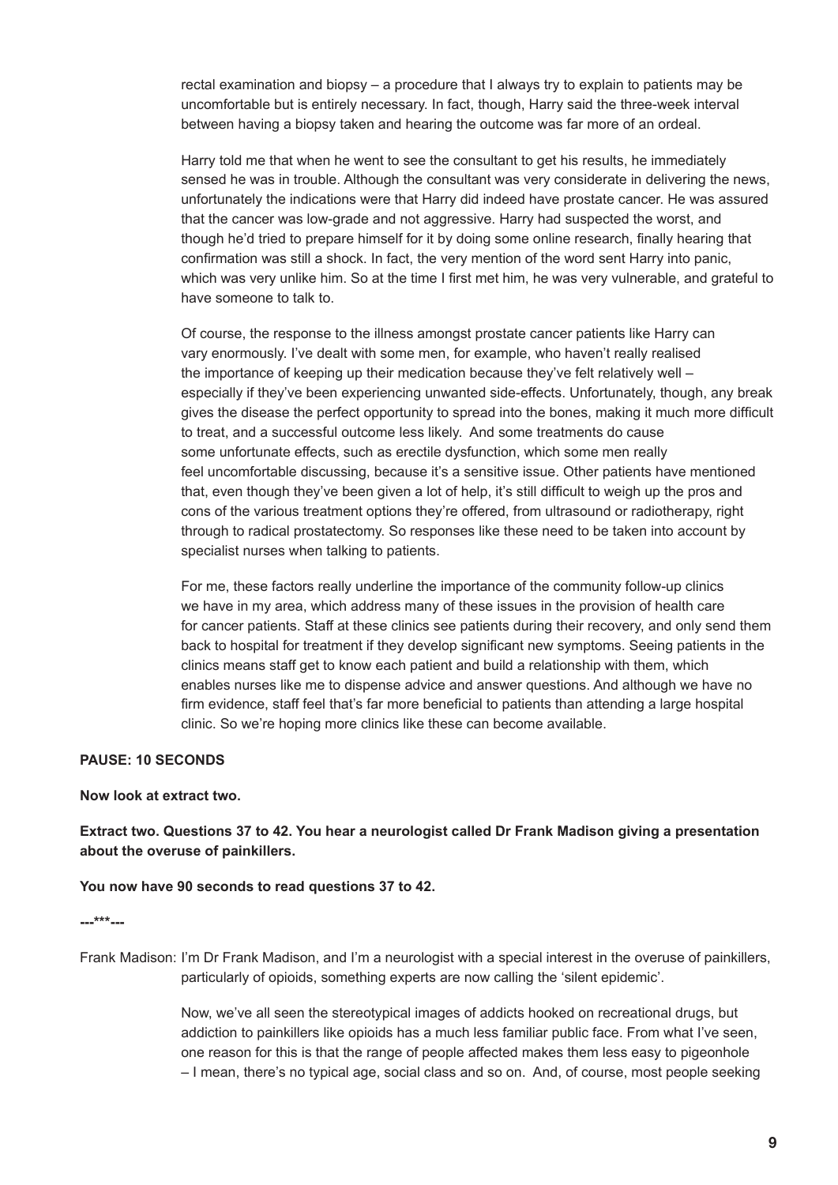rectal examination and biopsy – a procedure that I always try to explain to patients may be uncomfortable but is entirely necessary. In fact, though, Harry said the three-week interval between having a biopsy taken and hearing the outcome was far more of an ordeal.

Harry told me that when he went to see the consultant to get his results, he immediately sensed he was in trouble. Although the consultant was very considerate in delivering the news, unfortunately the indications were that Harry did indeed have prostate cancer. He was assured that the cancer was low-grade and not aggressive. Harry had suspected the worst, and though he'd tried to prepare himself for it by doing some online research, finally hearing that confirmation was still a shock. In fact, the very mention of the word sent Harry into panic, which was very unlike him. So at the time I first met him, he was very vulnerable, and grateful to have someone to talk to.

Of course, the response to the illness amongst prostate cancer patients like Harry can vary enormously. I've dealt with some men, for example, who haven't really realised the importance of keeping up their medication because they've felt relatively well – especially if they've been experiencing unwanted side-effects. Unfortunately, though, any break gives the disease the perfect opportunity to spread into the bones, making it much more difficult to treat, and a successful outcome less likely. And some treatments do cause some unfortunate effects, such as erectile dysfunction, which some men really feel uncomfortable discussing, because it's a sensitive issue. Other patients have mentioned that, even though they've been given a lot of help, it's still difficult to weigh up the pros and cons of the various treatment options they're offered, from ultrasound or radiotherapy, right through to radical prostatectomy. So responses like these need to be taken into account by specialist nurses when talking to patients.

For me, these factors really underline the importance of the community follow-up clinics we have in my area, which address many of these issues in the provision of health care for cancer patients. Staff at these clinics see patients during their recovery, and only send them back to hospital for treatment if they develop significant new symptoms. Seeing patients in the clinics means staff get to know each patient and build a relationship with them, which enables nurses like me to dispense advice and answer questions. And although we have no firm evidence, staff feel that's far more beneficial to patients than attending a large hospital clinic. So we're hoping more clinics like these can become available.

**PAUSE: 10 SECONDS**

**Now look at extract two.**

**Extract two. Questions 37 to 42. You hear a neurologist called Dr Frank Madison giving a presentation about the overuse of painkillers.**

**You now have 90 seconds to read questions 37 to 42.**

**---\*\*\*---**

Frank Madison: I'm Dr Frank Madison, and I'm a neurologist with a special interest in the overuse of painkillers, particularly of opioids, something experts are now calling the 'silent epidemic'.

Now, we've all seen the stereotypical images of addicts hooked on recreational drugs, but addiction to painkillers like opioids has a much less familiar public face. From what I've seen, one reason for this is that the range of people affected makes them less easy to pigeonhole – I mean, there's no typical age, social class and so on. And, of course, most people seeking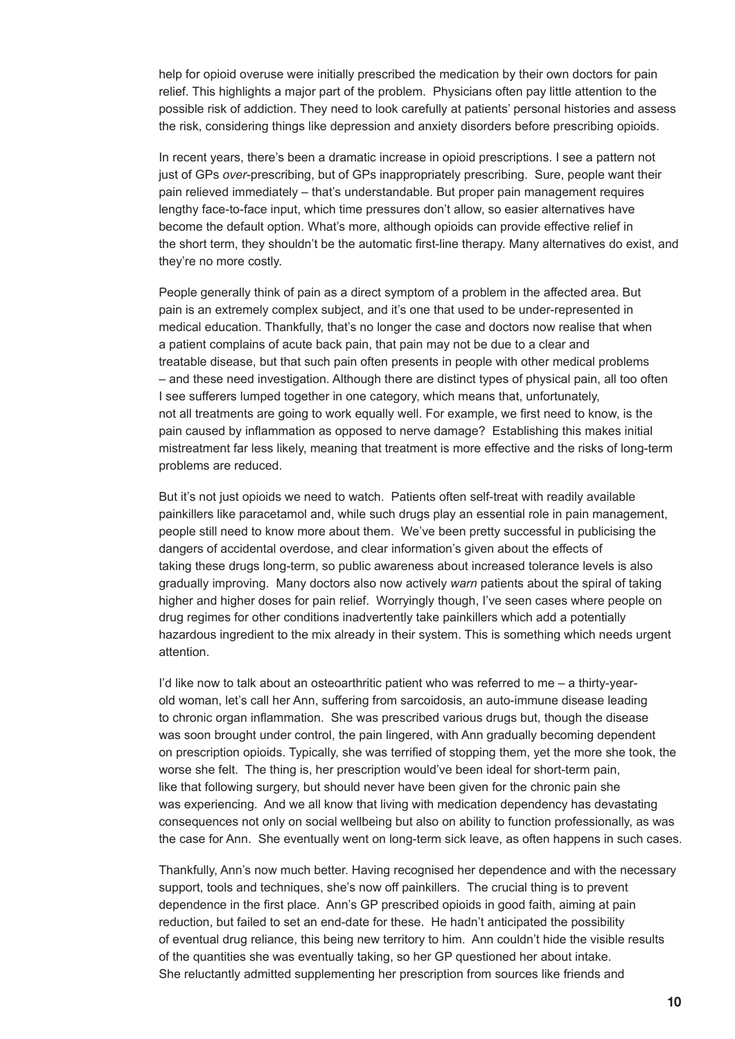help for opioid overuse were initially prescribed the medication by their own doctors for pain relief. This highlights a major part of the problem. Physicians often pay little attention to the possible risk of addiction. They need to look carefully at patients' personal histories and assess the risk, considering things like depression and anxiety disorders before prescribing opioids.

In recent years, there's been a dramatic increase in opioid prescriptions. I see a pattern not just of GPs *over*-prescribing, but of GPs inappropriately prescribing. Sure, people want their pain relieved immediately – that's understandable. But proper pain management requires lengthy face-to-face input, which time pressures don't allow, so easier alternatives have become the default option. What's more, although opioids can provide effective relief in the short term, they shouldn't be the automatic first-line therapy. Many alternatives do exist, and they're no more costly.

People generally think of pain as a direct symptom of a problem in the affected area. But pain is an extremely complex subject, and it's one that used to be under-represented in medical education. Thankfully, that's no longer the case and doctors now realise that when a patient complains of acute back pain, that pain may not be due to a clear and treatable disease, but that such pain often presents in people with other medical problems – and these need investigation. Although there are distinct types of physical pain, all too often I see sufferers lumped together in one category, which means that, unfortunately, not all treatments are going to work equally well. For example, we first need to know, is the pain caused by inflammation as opposed to nerve damage? Establishing this makes initial mistreatment far less likely, meaning that treatment is more effective and the risks of long-term problems are reduced.

But it's not just opioids we need to watch. Patients often self-treat with readily available painkillers like paracetamol and, while such drugs play an essential role in pain management, people still need to know more about them. We've been pretty successful in publicising the dangers of accidental overdose, and clear information's given about the effects of taking these drugs long-term, so public awareness about increased tolerance levels is also gradually improving. Many doctors also now actively *warn* patients about the spiral of taking higher and higher doses for pain relief. Worryingly though, I've seen cases where people on drug regimes for other conditions inadvertently take painkillers which add a potentially hazardous ingredient to the mix already in their system. This is something which needs urgent attention.

I'd like now to talk about an osteoarthritic patient who was referred to me – a thirty-year-old woman, let's call her Ann, suffering from sarcoidosis, an auto-immune disease leading to chronic organ inflammation. She was prescribed various drugs but, though the disease was soon brought under control, the pain lingered, with Ann gradually becoming dependent on prescription opioids. Typically, she was terrified of stopping them, yet the more she took, the worse she felt. The thing is, her prescription would've been ideal for short-term pain, like that following surgery, but should never have been given for the chronic pain she was experiencing. And we all know that living with medication dependency has devastating consequences not only on social wellbeing but also on ability to function professionally, as was the case for Ann. She eventually went on long-term sick leave, as often happens in such cases.

Thankfully, Ann's now much better. Having recognised her dependence and with the necessary support, tools and techniques, she's now off painkillers. The crucial thing is to prevent dependence in the first place. Ann's GP prescribed opioids in good faith, aiming at pain reduction, but failed to set an end-date for these. He hadn't anticipated the possibility of eventual drug reliance, this being new territory to him. Ann couldn't hide the visible results of the quantities she was eventually taking, so her GP questioned her about intake. She reluctantly admitted supplementing her prescription from sources like friends and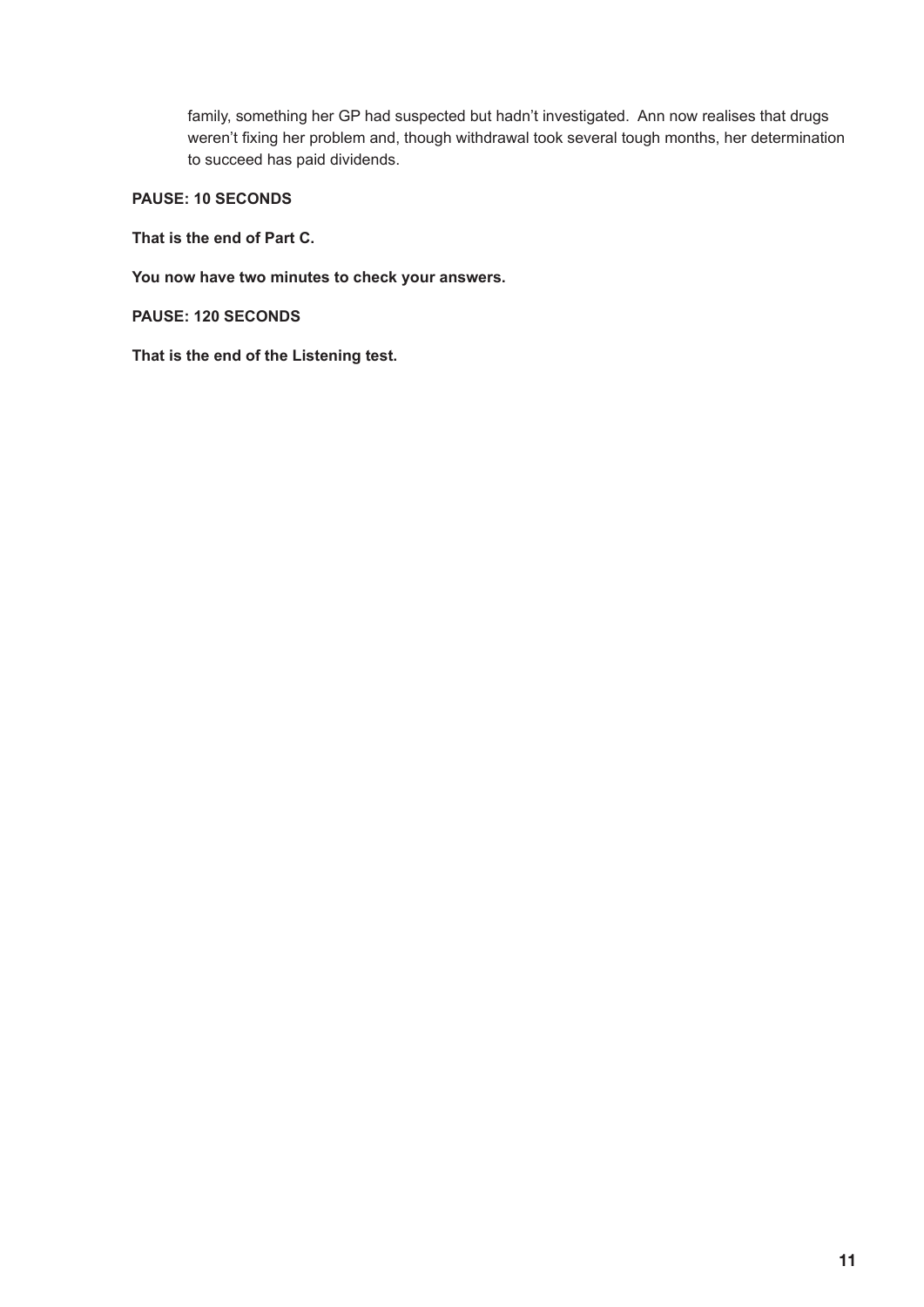family, something her GP had suspected but hadn't investigated. Ann now realises that drugs weren't fixing her problem and, though withdrawal took several tough months, her determination to succeed has paid dividends.

**PAUSE: 10 SECONDS**

**That is the end of Part C.**

**You now have two minutes to check your answers.**

**PAUSE: 120 SECONDS**

**That is the end of the Listening test.**